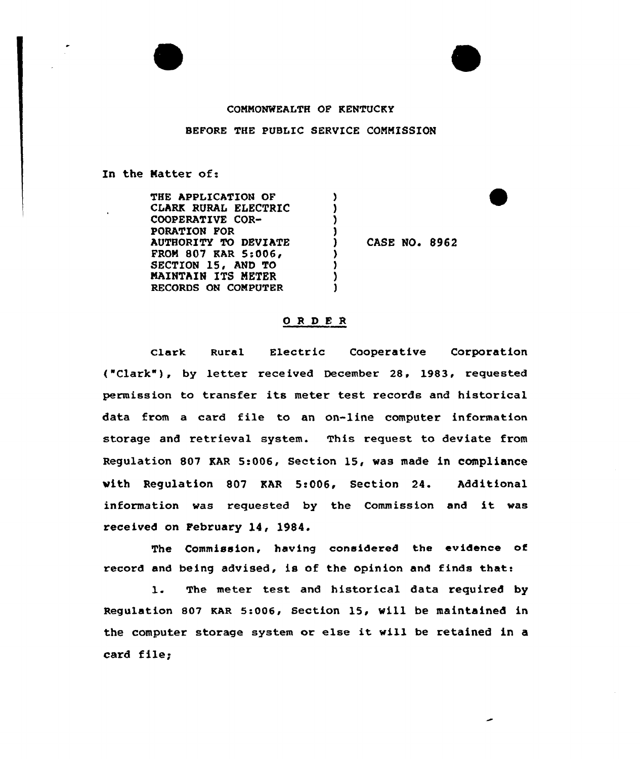COMMONWEALTH OF KENTUCKY

BEFORE THE PUBLIC SERVICE COMMISSION

In the Matter of:

THE APPLICATION OF CLARK RURAL ELECTRIC COOPERATIVE CORPORATION FOR AUTHORITY TO DEVIATE FROM 807 KAR 5:006, SECTION 15, AND TO MAINTAIN ITS METER RECORDS ON COMPUTER ) CASE NO. 8962

## O R D E R

Clark Rural Electric Cooperative Corporation ("Clark"), by letter received December 28, 1983, requested permission to transfer its meter test records and historical data from a card file to an on-line computer information storage and retrieval system. This request to deviate from Regulation 807 KAR 5:006, Section 15, was made in compliance with Regulation 807 KAR 5:006, Section 24. Additional information was requested by the Commission and it was received on February 14, 1984.

The Commission, having considered the evidence of record and being advised, is of the opinion and finds that:

1. The meter test and historical data required by Regulation 807 KAR 5:006, Section 15, will be maintained in the computer storage system or else it will be retained in a card file;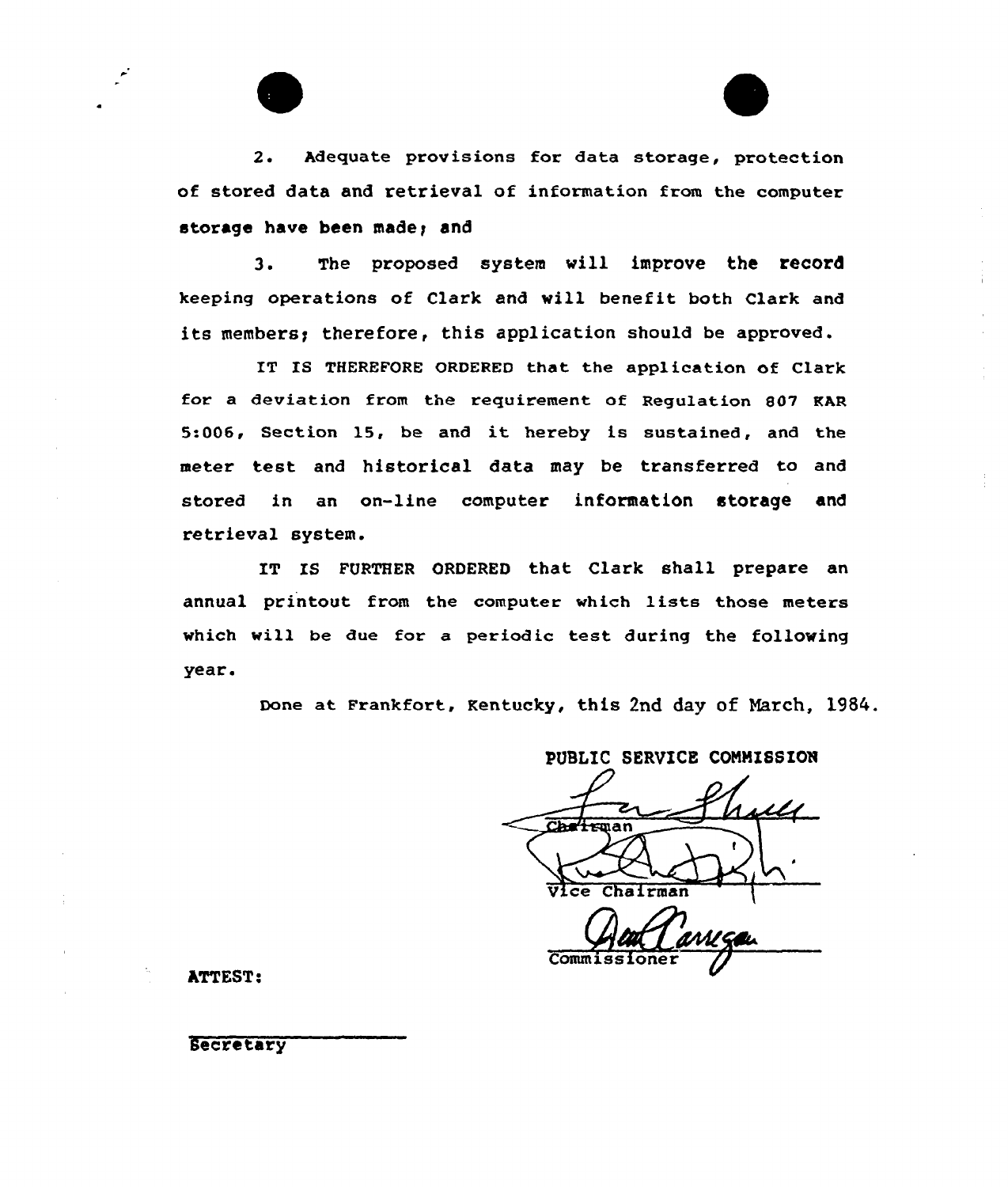2. Adequate provisions for data storage, protection of stored data and retrieval of information from the computer storage have been made; and

3. The proposed system will improve the record keeping operations of Clark and will benefit both Clark and its members; therefore, this application should be approved.

IT IS THEREFORE ORDERED that the application of Clark for a deviation from the requirement of Regulation 807 KAR 5:006, Section 15, be and it hereby is sustained, and the meter test and historical data may be transferred to and stored in an on-line computer information storage and retrieval system.

IT IS FURTHER ORDERED that Clark shall prepare an annual printout from the computer which lists those meters which will be due for a periodic test during the following year.

Done at Frankfort, Kentucky, this 2nd day of March, 1984.

PUBLIC SERVICE COMMISSION

Chairman

Vice Chairman

Commissioner

ATTEST:

Secretary